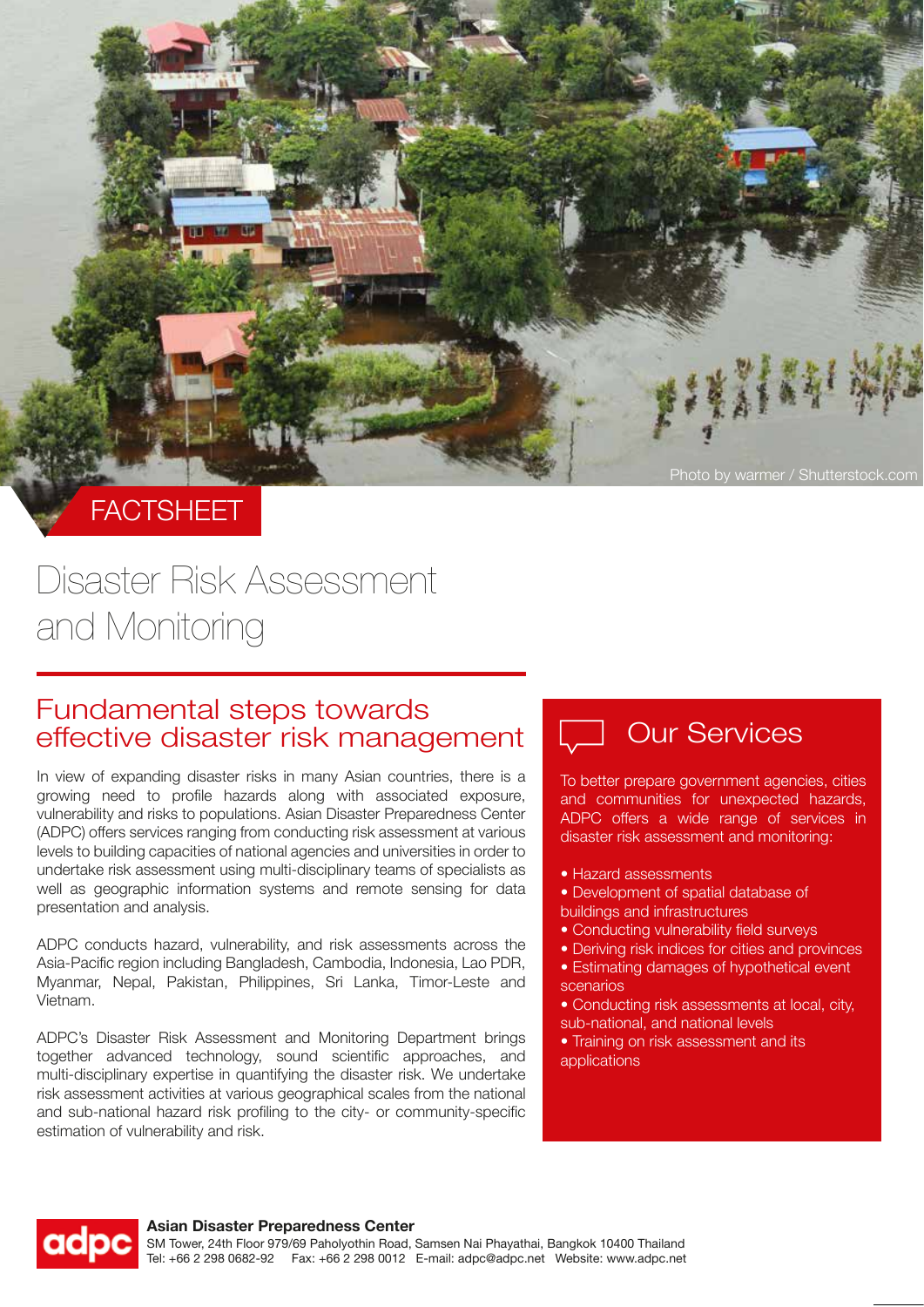Photo by warmer / Shutterstock.com

FACTSHEET

# Disaster Risk Assessment and Monitoring

## Fundamental steps towards effective disaster risk management

In view of expanding disaster risks in many Asian countries, there is a growing need to profile hazards along with associated exposure, vulnerability and risks to populations. Asian Disaster Preparedness Center (ADPC) offers services ranging from conducting risk assessment at various levels to building capacities of national agencies and universities in order to undertake risk assessment using multi-disciplinary teams of specialists as well as geographic information systems and remote sensing for data presentation and analysis.

ADPC conducts hazard, vulnerability, and risk assessments across the Asia-Pacific region including Bangladesh, Cambodia, Indonesia, Lao PDR, Myanmar, Nepal, Pakistan, Philippines, Sri Lanka, Timor-Leste and Vietnam.

ADPC's Disaster Risk Assessment and Monitoring Department brings together advanced technology, sound scientific approaches, and multi-disciplinary expertise in quantifying the disaster risk. We undertake risk assessment activities at various geographical scales from the national and sub-national hazard risk profiling to the city- or community-specific estimation of vulnerability and risk.

## Our Services

To better prepare government agencies, cities and communities for unexpected hazards, ADPC offers a wide range of services in disaster risk assessment and monitoring:

- Hazard assessments
- Development of spatial database of buildings and infrastructures
- Conducting vulnerability field surveys
- Deriving risk indices for cities and provinces
- Estimating damages of hypothetical event scenarios
- Conducting risk assessments at local, city, sub-national, and national levels
- Training on risk assessment and its applications

**Asian Disaster Preparedness Center**
SM Tower, 24th Floor 979/69 Paholyothin Road, Samsen Nai Phayathai, Bangkok 10400 Thailand
Tel: +66 2 298 0682-92 Fax: +66 2 298 0012 E-mail: adpc@adpc.net Website: www.adpc.net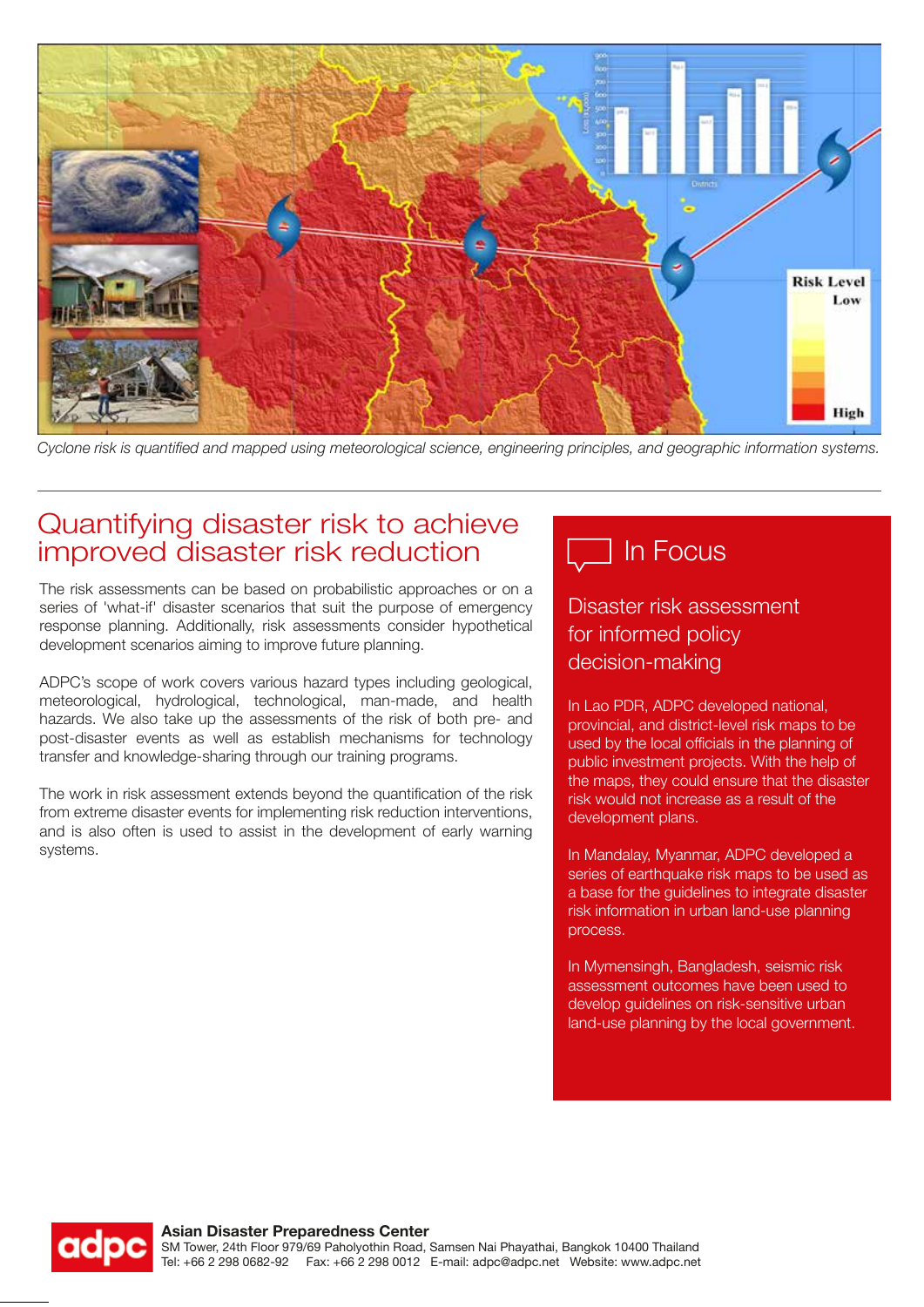Risk Level
Low
High

*Cyclone risk is quantified and mapped using meteorological science, engineering principles, and geographic information systems.*

## Quantifying disaster risk to achieve improved disaster risk reduction

The risk assessments can be based on probabilistic approaches or on a series of 'what-if' disaster scenarios that suit the purpose of emergency response planning. Additionally, risk assessments consider hypothetical development scenarios aiming to improve future planning.

ADPC's scope of work covers various hazard types including geological, meteorological, hydrological, technological, man-made, and health hazards. We also take up the assessments of the risk of both pre- and post-disaster events as well as establish mechanisms for technology transfer and knowledge-sharing through our training programs.

The work in risk assessment extends beyond the quantification of the risk from extreme disaster events for implementing risk reduction interventions, and is also often is used to assist in the development of early warning systems.

## In Focus

### Disaster risk assessment for informed policy decision-making

In Lao PDR, ADPC developed national, provincial, and district-level risk maps to be used by the local officials in the planning of public investment projects. With the help of the maps, they could ensure that the disaster risk would not increase as a result of the development plans.

In Mandalay, Myanmar, ADPC developed a series of earthquake risk maps to be used as a base for the guidelines to integrate disaster risk information in urban land-use planning process.

In Mymensingh, Bangladesh, seismic risk assessment outcomes have been used to develop guidelines on risk-sensitive urban land-use planning by the local government.

**Asian Disaster Preparedness Center**
SM Tower, 24th Floor 979/69 Paholyothin Road, Samsen Nai Phayathai, Bangkok 10400 Thailand
Tel: +66 2 298 0682-92 Fax: +66 2 298 0012 E-mail: adpc@adpc.net Website: www.adpc.net